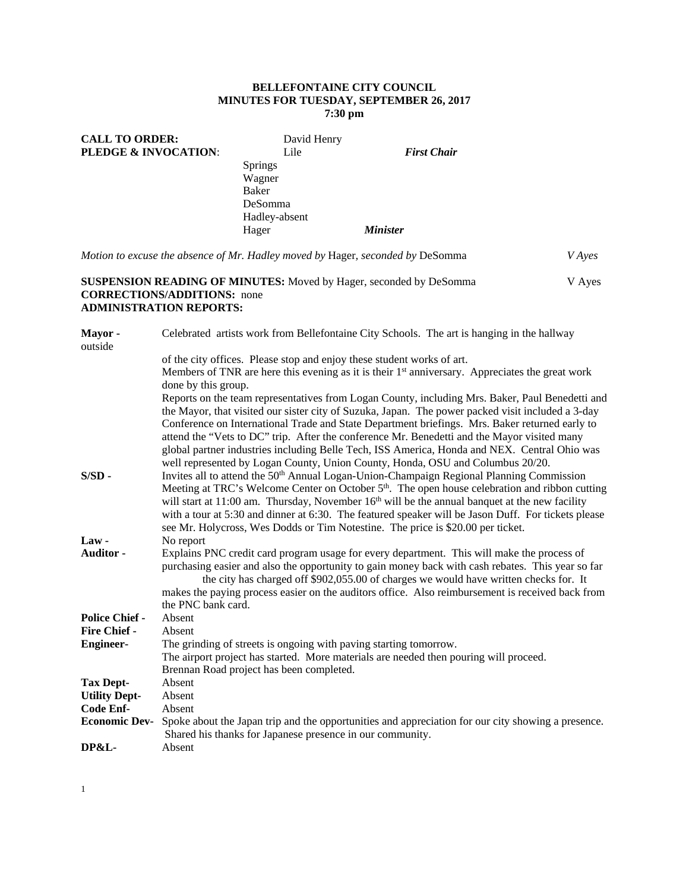# BELLEFONTAINE CITY COUNCIL
## MINUTES FOR TUESDAY, SEPTEMBER 26, 2017
## 7:30 pm

**CALL TO ORDER:** David Henry
**PLEDGE & INVOCATION**: Lile *First Chair*

Springs
Wagner
Baker
DeSomma
Hadley-absent
Hager *Minister*

*Motion to excuse the absence of Mr. Hadley moved by* Hager, *seconded by* DeSomma *V Ayes*

**SUSPENSION READING OF MINUTES:** Moved by Hager, seconded by DeSomma V Ayes
**CORRECTIONS/ADDITIONS:** none
**ADMINISTRATION REPORTS:**

**Mayor -** Celebrated artists work from Bellefontaine City Schools. The art is hanging in the hallway outside of the city offices. Please stop and enjoy these student works of art.
Members of TNR are here this evening as it is their 1st anniversary. Appreciates the great work done by this group.
Reports on the team representatives from Logan County, including Mrs. Baker, Paul Benedetti and the Mayor, that visited our sister city of Suzuka, Japan. The power packed visit included a 3-day Conference on International Trade and State Department briefings. Mrs. Baker returned early to attend the "Vets to DC" trip. After the conference Mr. Benedetti and the Mayor visited many global partner industries including Belle Tech, ISS America, Honda and NEX. Central Ohio was well represented by Logan County, Union County, Honda, OSU and Columbus 20/20.

**S/SD -** Invites all to attend the 50th Annual Logan-Union-Champaign Regional Planning Commission Meeting at TRC's Welcome Center on October 5th. The open house celebration and ribbon cutting will start at 11:00 am. Thursday, November 16th will be the annual banquet at the new facility with a tour at 5:30 and dinner at 6:30. The featured speaker will be Jason Duff. For tickets please see Mr. Holycross, Wes Dodds or Tim Notestine. The price is $20.00 per ticket.

**Law -** No report

**Auditor -** Explains PNC credit card program usage for every department. This will make the process of purchasing easier and also the opportunity to gain money back with cash rebates. This year so far the city has charged off $902,055.00 of charges we would have written checks for. It makes the paying process easier on the auditors office. Also reimbursement is received back from the PNC bank card.

**Police Chief -** Absent

**Fire Chief -** Absent

**Engineer-** The grinding of streets is ongoing with paving starting tomorrow.
The airport project has started. More materials are needed then pouring will proceed.
Brennan Road project has been completed.

**Tax Dept-** Absent

**Utility Dept-** Absent

**Code Enf-** Absent

**Economic Dev-** Spoke about the Japan trip and the opportunities and appreciation for our city showing a presence. Shared his thanks for Japanese presence in our community.

**DP&L-** Absent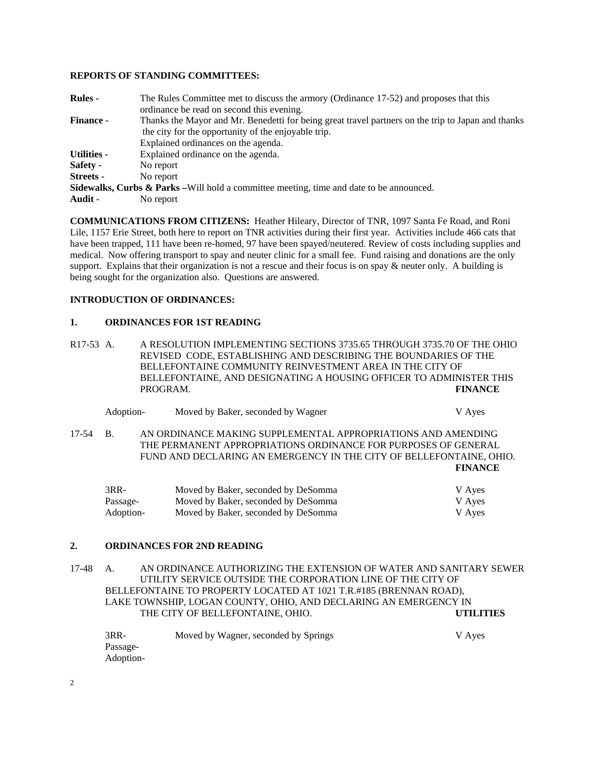**REPORTS OF STANDING COMMITTEES:**

**Rules -** The Rules Committee met to discuss the armory (Ordinance 17-52) and proposes that this ordinance be read on second this evening.

**Finance -** Thanks the Mayor and Mr. Benedetti for being great travel partners on the trip to Japan and thanks the city for the opportunity of the enjoyable trip.
Explained ordinances on the agenda.

**Utilities -** Explained ordinance on the agenda.

**Safety -** No report

**Streets -** No report

**Sidewalks, Curbs & Parks –**Will hold a committee meeting, time and date to be announced.

**Audit -** No report

**COMMUNICATIONS FROM CITIZENS:** Heather Hileary, Director of TNR, 1097 Santa Fe Road, and Roni Lile, 1157 Erie Street, both here to report on TNR activities during their first year. Activities include 466 cats that have been trapped, 111 have been re-homed, 97 have been spayed/neutered. Review of costs including supplies and medical. Now offering transport to spay and neuter clinic for a small fee. Fund raising and donations are the only support. Explains that their organization is not a rescue and their focus is on spay & neuter only. A building is being sought for the organization also. Questions are answered.

**INTRODUCTION OF ORDINANCES:**

**1. ORDINANCES FOR 1ST READING**

R17-53 A. A RESOLUTION IMPLEMENTING SECTIONS 3735.65 THROUGH 3735.70 OF THE OHIO REVISED CODE, ESTABLISHING AND DESCRIBING THE BOUNDARIES OF THE BELLEFONTAINE COMMUNITY REINVESTMENT AREA IN THE CITY OF BELLEFONTAINE, AND DESIGNATING A HOUSING OFFICER TO ADMINISTER THIS PROGRAM. **FINANCE**

| | | |
|---|---|---|
| Adoption- | Moved by Baker, seconded by Wagner | V Ayes |

17-54 B. AN ORDINANCE MAKING SUPPLEMENTAL APPROPRIATIONS AND AMENDING THE PERMANENT APPROPRIATIONS ORDINANCE FOR PURPOSES OF GENERAL FUND AND DECLARING AN EMERGENCY IN THE CITY OF BELLEFONTAINE, OHIO. **FINANCE**

| | | |
|---|---|---|
| 3RR- | Moved by Baker, seconded by DeSomma | V Ayes |
| Passage- | Moved by Baker, seconded by DeSomma | V Ayes |
| Adoption- | Moved by Baker, seconded by DeSomma | V Ayes |

**2. ORDINANCES FOR 2ND READING**

17-48 A. AN ORDINANCE AUTHORIZING THE EXTENSION OF WATER AND SANITARY SEWER UTILITY SERVICE OUTSIDE THE CORPORATION LINE OF THE CITY OF BELLEFONTAINE TO PROPERTY LOCATED AT 1021 T.R.#185 (BRENNAN ROAD), LAKE TOWNSHIP, LOGAN COUNTY, OHIO, AND DECLARING AN EMERGENCY IN THE CITY OF BELLEFONTAINE, OHIO. **UTILITIES**

| | | |
|---|---|---|
| 3RR- | Moved by Wagner, seconded by Springs | V Ayes |
| Passage- | | |
| Adoption- | | |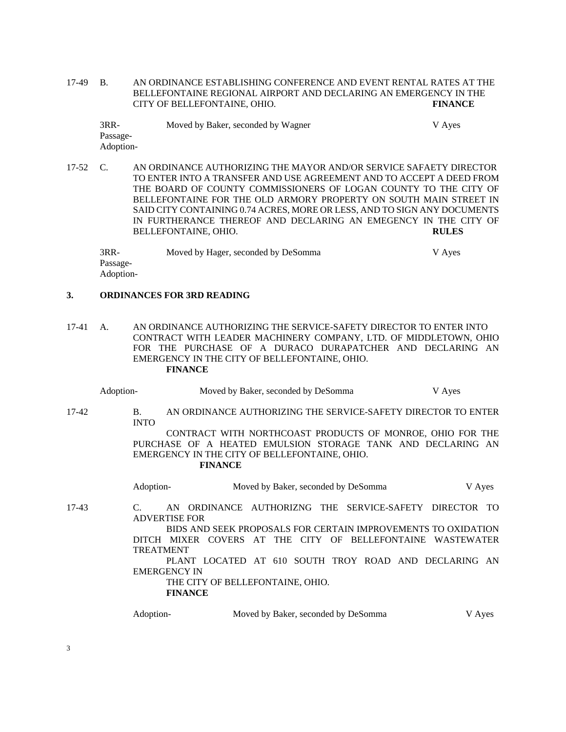17-49 B. AN ORDINANCE ESTABLISHING CONFERENCE AND EVENT RENTAL RATES AT THE BELLEFONTAINE REGIONAL AIRPORT AND DECLARING AN EMERGENCY IN THE CITY OF BELLEFONTAINE, OHIO. **FINANCE**

3RR- Moved by Baker, seconded by Wagner V Ayes
Passage-
Adoption-

17-52 C. AN ORDINANCE AUTHORIZING THE MAYOR AND/OR SERVICE SAFAETY DIRECTOR TO ENTER INTO A TRANSFER AND USE AGREEMENT AND TO ACCEPT A DEED FROM THE BOARD OF COUNTY COMMISSIONERS OF LOGAN COUNTY TO THE CITY OF BELLEFONTAINE FOR THE OLD ARMORY PROPERTY ON SOUTH MAIN STREET IN SAID CITY CONTAINING 0.74 ACRES, MORE OR LESS, AND TO SIGN ANY DOCUMENTS IN FURTHERANCE THEREOF AND DECLARING AN EMEGENCY IN THE CITY OF BELLEFONTAINE, OHIO. **RULES**

3RR- Moved by Hager, seconded by DeSomma V Ayes
Passage-
Adoption-

## 3. ORDINANCES FOR 3RD READING

17-41 A. AN ORDINANCE AUTHORIZING THE SERVICE-SAFETY DIRECTOR TO ENTER INTO CONTRACT WITH LEADER MACHINERY COMPANY, LTD. OF MIDDLETOWN, OHIO FOR THE PURCHASE OF A DURACO DURAPATCHER AND DECLARING AN EMERGENCY IN THE CITY OF BELLEFONTAINE, OHIO.
**FINANCE**

Adoption- Moved by Baker, seconded by DeSomma V Ayes

17-42 B. AN ORDINANCE AUTHORIZING THE SERVICE-SAFETY DIRECTOR TO ENTER INTO
CONTRACT WITH NORTHCOAST PRODUCTS OF MONROE, OHIO FOR THE PURCHASE OF A HEATED EMULSION STORAGE TANK AND DECLARING AN EMERGENCY IN THE CITY OF BELLEFONTAINE, OHIO.
**FINANCE**

Adoption- Moved by Baker, seconded by DeSomma V Ayes

17-43 C. AN ORDINANCE AUTHORIZNG THE SERVICE-SAFETY DIRECTOR TO ADVERTISE FOR
BIDS AND SEEK PROPOSALS FOR CERTAIN IMPROVEMENTS TO OXIDATION DITCH MIXER COVERS AT THE CITY OF BELLEFONTAINE WASTEWATER TREATMENT
PLANT LOCATED AT 610 SOUTH TROY ROAD AND DECLARING AN EMERGENCY IN
THE CITY OF BELLEFONTAINE, OHIO.
**FINANCE**

Adoption- Moved by Baker, seconded by DeSomma V Ayes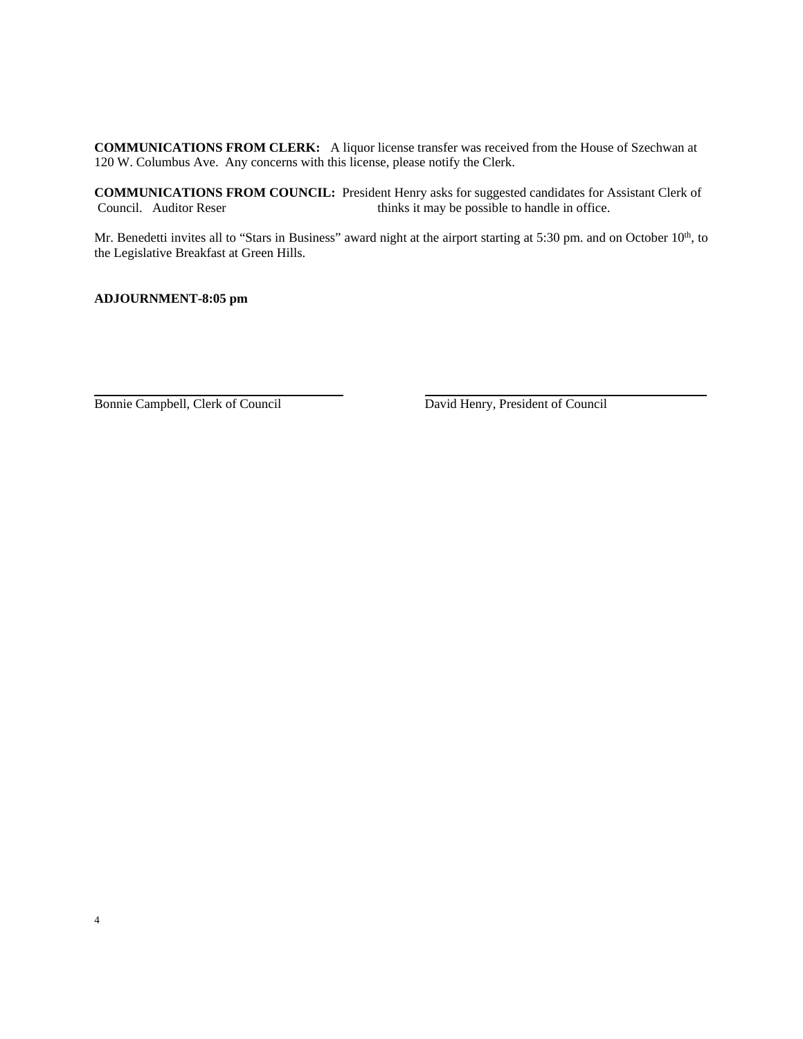**COMMUNICATIONS FROM CLERK:** A liquor license transfer was received from the House of Szechwan at 120 W. Columbus Ave. Any concerns with this license, please notify the Clerk.

**COMMUNICATIONS FROM COUNCIL:** President Henry asks for suggested candidates for Assistant Clerk of Council. Auditor Reser thinks it may be possible to handle in office.

Mr. Benedetti invites all to "Stars in Business" award night at the airport starting at 5:30 pm. and on October 10th, to the Legislative Breakfast at Green Hills.

**ADJOURNMENT-8:05 pm**

Bonnie Campbell, Clerk of Council

David Henry, President of Council